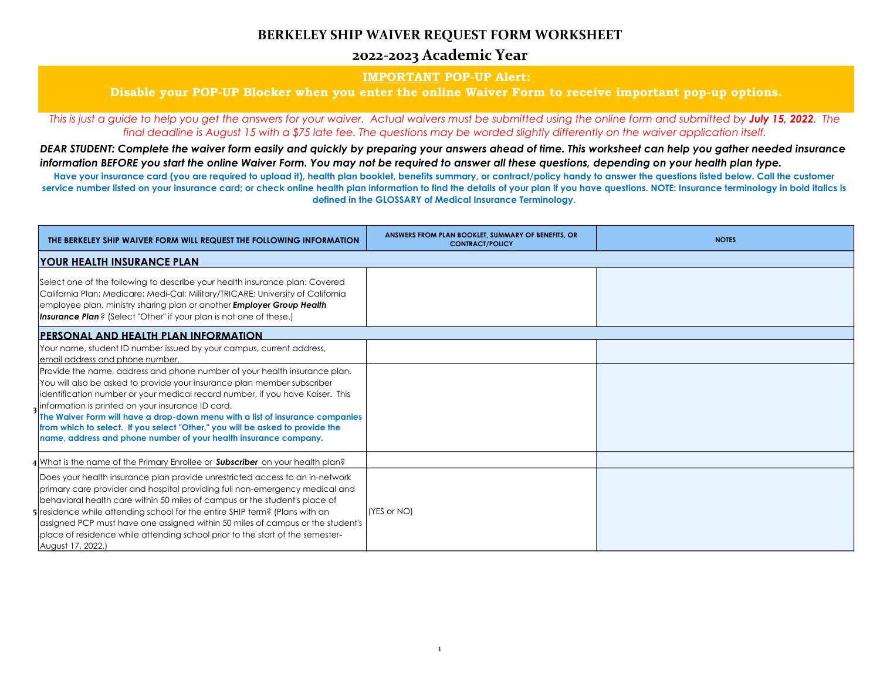# BERKELEY SHIP WAIVER REQUEST FORM WORKSHEET

## 2022-2023 Academic Year

**IMPORTANT POP-UP Alert:**

**Disable your POP-UP Blocker when you enter the online Waiver Form to receive important pop-up options.**

*This is just a guide to help you get the answers for your waiver. Actual waivers must be submitted using the online form and submitted by **July 15, 2022**. The final deadline is August 15 with a $75 late fee. The questions may be worded slightly differently on the waiver application itself.*

***DEAR STUDENT: Complete the waiver form easily and quickly by preparing your answers ahead of time. This worksheet can help you gather needed insurance information BEFORE you start the online Waiver Form. You may not be required to answer all these questions, depending on your health plan type.***

**Have your insurance card (you are required to upload it), health plan booklet, benefits summary, or contract/policy handy to answer the questions listed below. Call the customer service number listed on your insurance card; or check online health plan information to find the details of your plan if you have questions. NOTE: Insurance terminology in bold italics is defined in the GLOSSARY of Medical Insurance Terminology.**

| | THE BERKELEY SHIP WAIVER FORM WILL REQUEST THE FOLLOWING INFORMATION | ANSWERS FROM PLAN BOOKLET, SUMMARY OF BENEFITS, OR CONTRACT/POLICY | NOTES |
|---|---|---|---|
| | **YOUR HEALTH INSURANCE PLAN** | | |
| | Select one of the following to describe your health insurance plan: Covered California Plan; Medicare; Medi-Cal; Military/TRICARE; University of California employee plan, ministry sharing plan or another ***Employer Group Health Insurance Plan***? (Select "Other" if your plan is not one of these.) | | |
| | **PERSONAL AND HEALTH PLAN INFORMATION** | | |
| | Your name, student ID number issued by your campus, current address, email address and phone number. | | |
| 3 | Provide the name, address and phone number of your health insurance plan. You will also be asked to provide your insurance plan member subscriber identification number or your medical record number, if you have Kaiser. This information is printed on your insurance ID card. **The Waiver Form will have a drop-down menu with a list of insurance companies from which to select. If you select "Other," you will be asked to provide the name, address and phone number of your health insurance company.** | | |
| 4 | What is the name of the Primary Enrollee or ***Subscriber*** on your health plan? | | |
| 5 | Does your health insurance plan provide unrestricted access to an in-network primary care provider and hospital providing full non-emergency medical and behavioral health care within 50 miles of campus or the student's place of residence while attending school for the entire SHIP term? (Plans with an assigned PCP must have one assigned within 50 miles of campus or the student's place of residence while attending school prior to the start of the semester-August 17, 2022.) | (YES or NO) | |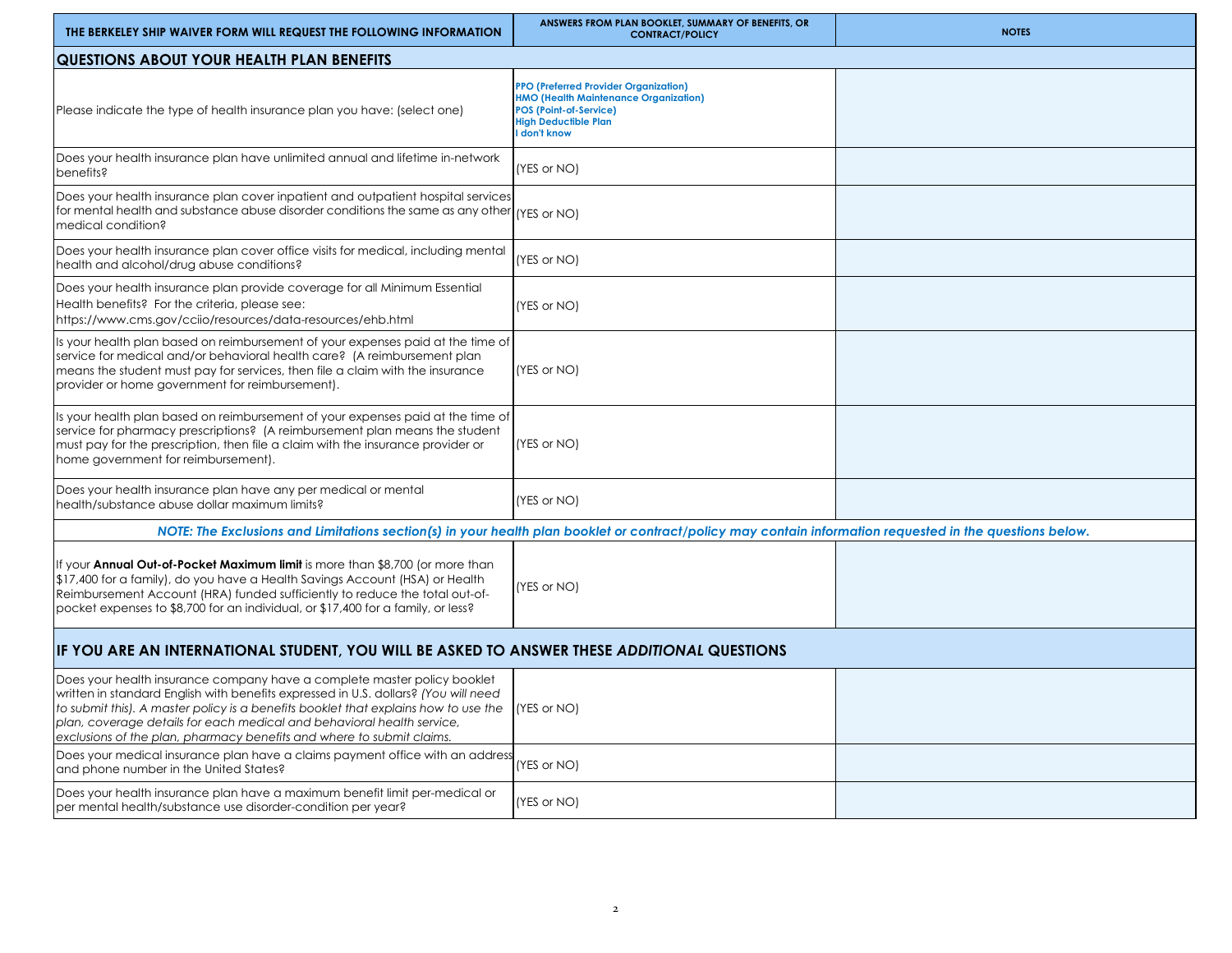| THE BERKELEY SHIP WAIVER FORM WILL REQUEST THE FOLLOWING INFORMATION | ANSWERS FROM PLAN BOOKLET, SUMMARY OF BENEFITS, OR CONTRACT/POLICY | NOTES |
|---|---|---|
| **QUESTIONS ABOUT YOUR HEALTH PLAN BENEFITS** | | |
| Please indicate the type of health insurance plan you have: (select one) | **PPO (Preferred Provider Organization)**<br>**HMO (Health Maintenance Organization)**<br>**POS (Point-of-Service)**<br>**High Deductible Plan**<br>**I don't know** | |
| Does your health insurance plan have unlimited annual and lifetime in-network benefits? | (YES or NO) | |
| Does your health insurance plan cover inpatient and outpatient hospital services for mental health and substance abuse disorder conditions the same as any other medical condition? | (YES or NO) | |
| Does your health insurance plan cover office visits for medical, including mental health and alcohol/drug abuse conditions? | (YES or NO) | |
| Does your health insurance plan provide coverage for all Minimum Essential Health benefits? For the criteria, please see: https://www.cms.gov/cciio/resources/data-resources/ehb.html | (YES or NO) | |
| Is your health plan based on reimbursement of your expenses paid at the time of service for medical and/or behavioral health care? (A reimbursement plan means the student must pay for services, then file a claim with the insurance provider or home government for reimbursement). | (YES or NO) | |
| Is your health plan based on reimbursement of your expenses paid at the time of service for pharmacy prescriptions? (A reimbursement plan means the student must pay for the prescription, then file a claim with the insurance provider or home government for reimbursement). | (YES or NO) | |
| Does your health insurance plan have any per medical or mental health/substance abuse dollar maximum limits? | (YES or NO) | |
| ***NOTE: The Exclusions and Limitations section(s) in your health plan booklet or contract/policy may contain information requested in the questions below.*** | | |
| If your **Annual Out-of-Pocket Maximum limit** is more than $8,700 (or more than $17,400 for a family), do you have a Health Savings Account (HSA) or Health Reimbursement Account (HRA) funded sufficiently to reduce the total out-of-pocket expenses to $8,700 for an individual, or $17,400 for a family, or less? | (YES or NO) | |
| **IF YOU ARE AN INTERNATIONAL STUDENT, YOU WILL BE ASKED TO ANSWER THESE *ADDITIONAL* QUESTIONS** | | |
| Does your health insurance company have a complete master policy booklet written in standard English with benefits expressed in U.S. dollars? *(You will need to submit this). A master policy is a benefits booklet that explains how to use the plan, coverage details for each medical and behavioral health service, exclusions of the plan, pharmacy benefits and where to submit claims.* | (YES or NO) | |
| Does your medical insurance plan have a claims payment office with an address and phone number in the United States? | (YES or NO) | |
| Does your health insurance plan have a maximum benefit limit per-medical or per mental health/substance use disorder-condition per year? | (YES or NO) | |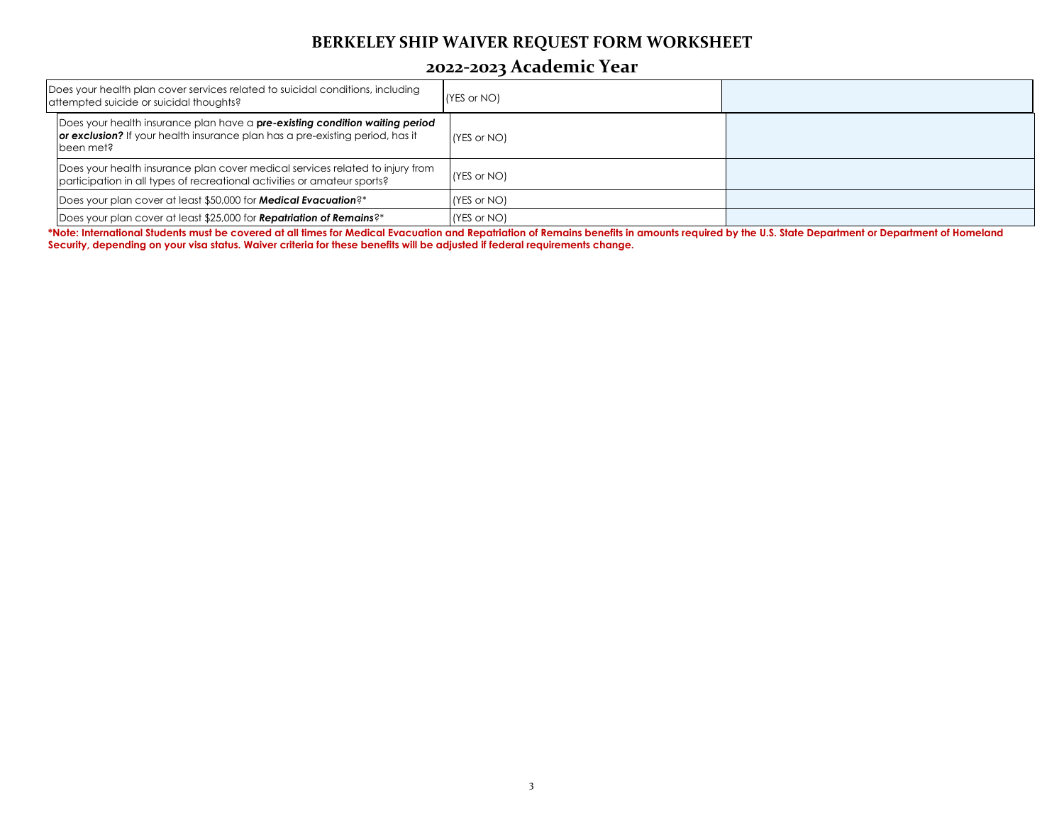# BERKELEY SHIP WAIVER REQUEST FORM WORKSHEET

## 2022-2023 Academic Year

| | | |
|---|---|---|
| Does your health plan cover services related to suicidal conditions, including attempted suicide or suicidal thoughts? | (YES or NO) | |
| Does your health insurance plan have a ***pre-existing condition waiting period or exclusion?*** If your health insurance plan has a pre-existing period, has it been met? | (YES or NO) | |
| Does your health insurance plan cover medical services related to injury from participation in all types of recreational activities or amateur sports? | (YES or NO) | |
| Does your plan cover at least $50,000 for ***Medical Evacuation***?* | (YES or NO) | |
| Does your plan cover at least $25,000 for ***Repatriation of Remains***?* | (YES or NO) | |

***Note: International Students must be covered at all times for Medical Evacuation and Repatriation of Remains benefits in amounts required by the U.S. State Department or Department of Homeland Security, depending on your visa status. Waiver criteria for these benefits will be adjusted if federal requirements change.**